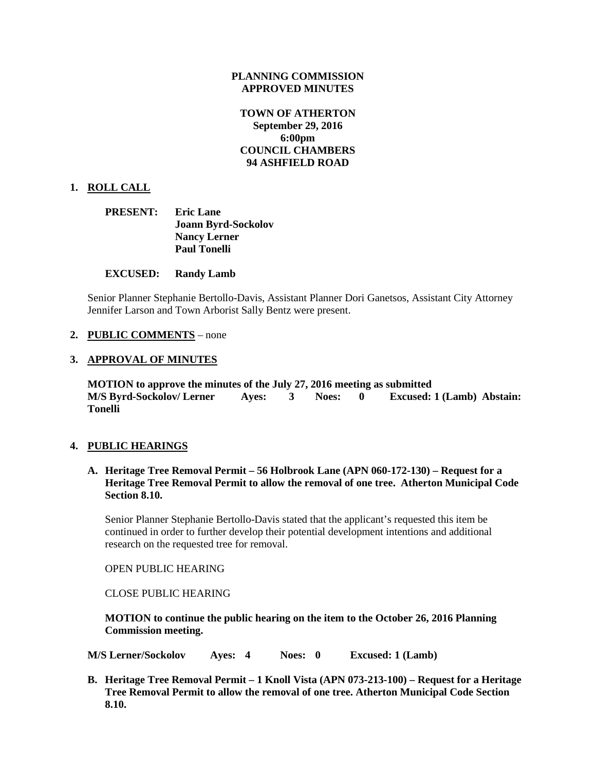**PLANNING COMMISSION**
**APPROVED MINUTES**

**TOWN OF ATHERTON**
**September 29, 2016**
**6:00pm**
**COUNCIL CHAMBERS**
**94 ASHFIELD ROAD**

**1. ROLL CALL**

**PRESENT:** **Eric Lane**
**Joann Byrd-Sockolov**
**Nancy Lerner**
**Paul Tonelli**

**EXCUSED:** **Randy Lamb**

Senior Planner Stephanie Bertollo-Davis, Assistant Planner Dori Ganetsos, Assistant City Attorney Jennifer Larson and Town Arborist Sally Bentz were present.

**2. PUBLIC COMMENTS** – none

**3. APPROVAL OF MINUTES**

**MOTION to approve the minutes of the July 27, 2016 meeting as submitted**
**M/S Byrd-Sockolov/ Lerner Ayes: 3 Noes: 0 Excused: 1 (Lamb) Abstain: Tonelli**

**4. PUBLIC HEARINGS**

**A. Heritage Tree Removal Permit – 56 Holbrook Lane (APN 060-172-130) – Request for a Heritage Tree Removal Permit to allow the removal of one tree. Atherton Municipal Code Section 8.10.**

Senior Planner Stephanie Bertollo-Davis stated that the applicant's requested this item be continued in order to further develop their potential development intentions and additional research on the requested tree for removal.

OPEN PUBLIC HEARING

CLOSE PUBLIC HEARING

**MOTION to continue the public hearing on the item to the October 26, 2016 Planning Commission meeting.**

**M/S Lerner/Sockolov Ayes: 4 Noes: 0 Excused: 1 (Lamb)**

**B. Heritage Tree Removal Permit – 1 Knoll Vista (APN 073-213-100) – Request for a Heritage Tree Removal Permit to allow the removal of one tree. Atherton Municipal Code Section 8.10.**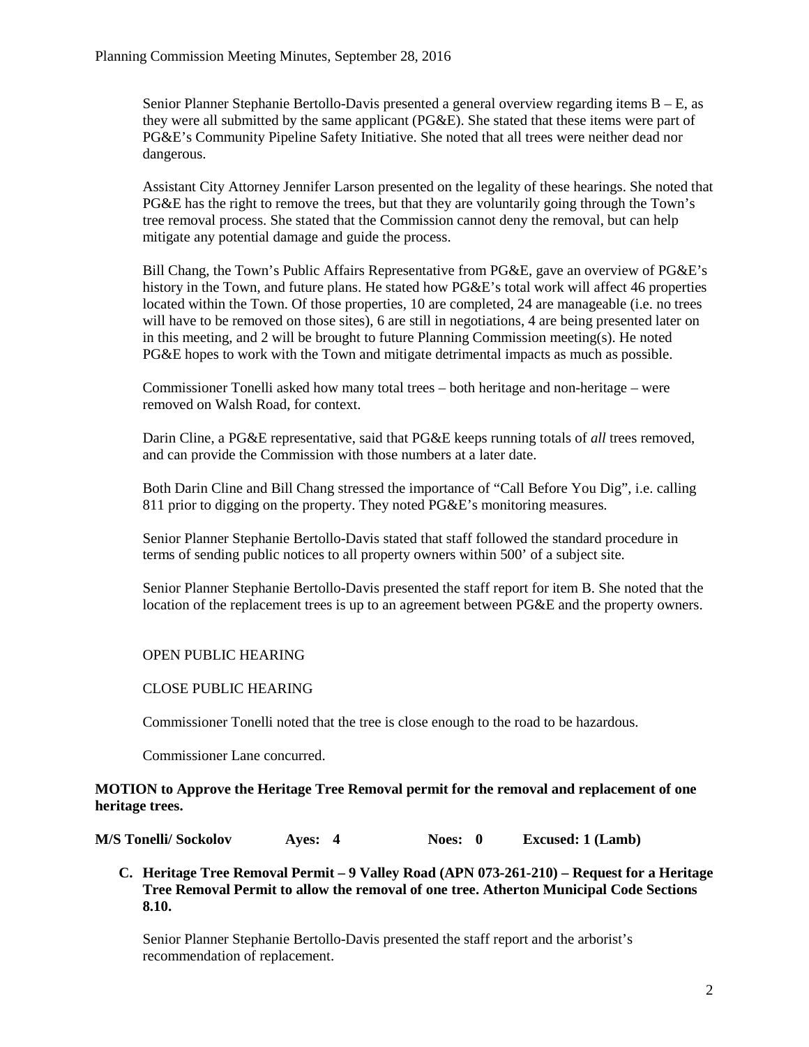Senior Planner Stephanie Bertollo-Davis presented a general overview regarding items B – E, as they were all submitted by the same applicant (PG&E). She stated that these items were part of PG&E's Community Pipeline Safety Initiative. She noted that all trees were neither dead nor dangerous.

Assistant City Attorney Jennifer Larson presented on the legality of these hearings. She noted that PG&E has the right to remove the trees, but that they are voluntarily going through the Town's tree removal process. She stated that the Commission cannot deny the removal, but can help mitigate any potential damage and guide the process.

Bill Chang, the Town's Public Affairs Representative from PG&E, gave an overview of PG&E's history in the Town, and future plans. He stated how PG&E's total work will affect 46 properties located within the Town. Of those properties, 10 are completed, 24 are manageable (i.e. no trees will have to be removed on those sites), 6 are still in negotiations, 4 are being presented later on in this meeting, and 2 will be brought to future Planning Commission meeting(s). He noted PG&E hopes to work with the Town and mitigate detrimental impacts as much as possible.

Commissioner Tonelli asked how many total trees – both heritage and non-heritage – were removed on Walsh Road, for context.

Darin Cline, a PG&E representative, said that PG&E keeps running totals of *all* trees removed, and can provide the Commission with those numbers at a later date.

Both Darin Cline and Bill Chang stressed the importance of "Call Before You Dig", i.e. calling 811 prior to digging on the property. They noted PG&E's monitoring measures.

Senior Planner Stephanie Bertollo-Davis stated that staff followed the standard procedure in terms of sending public notices to all property owners within 500' of a subject site.

Senior Planner Stephanie Bertollo-Davis presented the staff report for item B. She noted that the location of the replacement trees is up to an agreement between PG&E and the property owners.

OPEN PUBLIC HEARING

CLOSE PUBLIC HEARING

Commissioner Tonelli noted that the tree is close enough to the road to be hazardous.

Commissioner Lane concurred.

**MOTION to Approve the Heritage Tree Removal permit for the removal and replacement of one heritage trees.**

**M/S Tonelli/ Sockolov Ayes: 4 Noes: 0 Excused: 1 (Lamb)**

**C. Heritage Tree Removal Permit – 9 Valley Road (APN 073-261-210) – Request for a Heritage Tree Removal Permit to allow the removal of one tree. Atherton Municipal Code Sections 8.10.**

Senior Planner Stephanie Bertollo-Davis presented the staff report and the arborist's recommendation of replacement.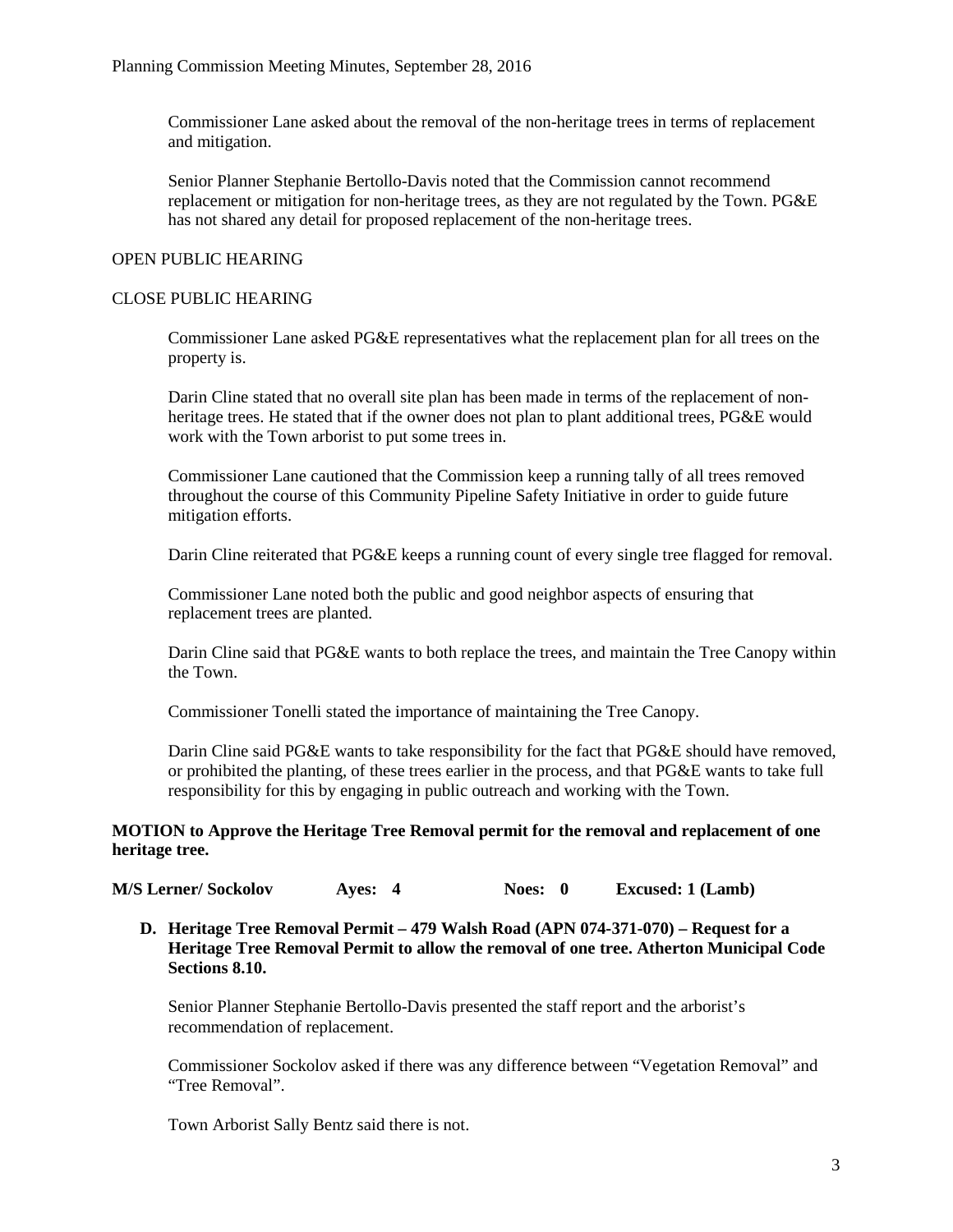Commissioner Lane asked about the removal of the non-heritage trees in terms of replacement and mitigation.

Senior Planner Stephanie Bertollo-Davis noted that the Commission cannot recommend replacement or mitigation for non-heritage trees, as they are not regulated by the Town. PG&E has not shared any detail for proposed replacement of the non-heritage trees.

OPEN PUBLIC HEARING

CLOSE PUBLIC HEARING

Commissioner Lane asked PG&E representatives what the replacement plan for all trees on the property is.

Darin Cline stated that no overall site plan has been made in terms of the replacement of non-heritage trees. He stated that if the owner does not plan to plant additional trees, PG&E would work with the Town arborist to put some trees in.

Commissioner Lane cautioned that the Commission keep a running tally of all trees removed throughout the course of this Community Pipeline Safety Initiative in order to guide future mitigation efforts.

Darin Cline reiterated that PG&E keeps a running count of every single tree flagged for removal.

Commissioner Lane noted both the public and good neighbor aspects of ensuring that replacement trees are planted.

Darin Cline said that PG&E wants to both replace the trees, and maintain the Tree Canopy within the Town.

Commissioner Tonelli stated the importance of maintaining the Tree Canopy.

Darin Cline said PG&E wants to take responsibility for the fact that PG&E should have removed, or prohibited the planting, of these trees earlier in the process, and that PG&E wants to take full responsibility for this by engaging in public outreach and working with the Town.

**MOTION to Approve the Heritage Tree Removal permit for the removal and replacement of one heritage tree.**

**M/S Lerner/ Sockolov Ayes: 4 Noes: 0 Excused: 1 (Lamb)**

**D. Heritage Tree Removal Permit – 479 Walsh Road (APN 074-371-070) – Request for a Heritage Tree Removal Permit to allow the removal of one tree. Atherton Municipal Code Sections 8.10.**

Senior Planner Stephanie Bertollo-Davis presented the staff report and the arborist's recommendation of replacement.

Commissioner Sockolov asked if there was any difference between "Vegetation Removal" and "Tree Removal".

Town Arborist Sally Bentz said there is not.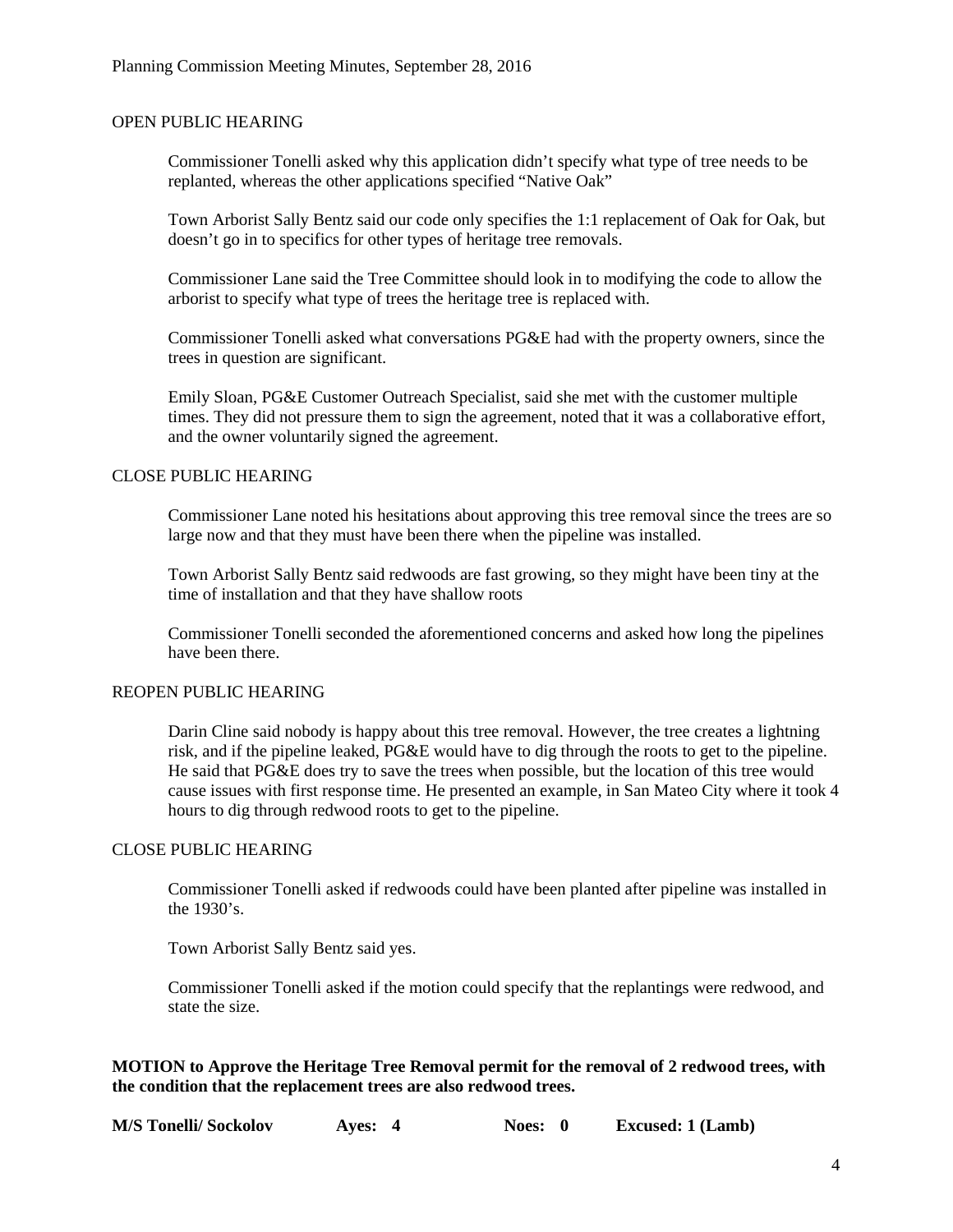OPEN PUBLIC HEARING

Commissioner Tonelli asked why this application didn't specify what type of tree needs to be replanted, whereas the other applications specified "Native Oak"

Town Arborist Sally Bentz said our code only specifies the 1:1 replacement of Oak for Oak, but doesn't go in to specifics for other types of heritage tree removals.

Commissioner Lane said the Tree Committee should look in to modifying the code to allow the arborist to specify what type of trees the heritage tree is replaced with.

Commissioner Tonelli asked what conversations PG&E had with the property owners, since the trees in question are significant.

Emily Sloan, PG&E Customer Outreach Specialist, said she met with the customer multiple times. They did not pressure them to sign the agreement, noted that it was a collaborative effort, and the owner voluntarily signed the agreement.

CLOSE PUBLIC HEARING

Commissioner Lane noted his hesitations about approving this tree removal since the trees are so large now and that they must have been there when the pipeline was installed.

Town Arborist Sally Bentz said redwoods are fast growing, so they might have been tiny at the time of installation and that they have shallow roots

Commissioner Tonelli seconded the aforementioned concerns and asked how long the pipelines have been there.

REOPEN PUBLIC HEARING

Darin Cline said nobody is happy about this tree removal. However, the tree creates a lightning risk, and if the pipeline leaked, PG&E would have to dig through the roots to get to the pipeline. He said that PG&E does try to save the trees when possible, but the location of this tree would cause issues with first response time. He presented an example, in San Mateo City where it took 4 hours to dig through redwood roots to get to the pipeline.

CLOSE PUBLIC HEARING

Commissioner Tonelli asked if redwoods could have been planted after pipeline was installed in the 1930's.

Town Arborist Sally Bentz said yes.

Commissioner Tonelli asked if the motion could specify that the replantings were redwood, and state the size.

**MOTION to Approve the Heritage Tree Removal permit for the removal of 2 redwood trees, with the condition that the replacement trees are also redwood trees.**

**M/S Tonelli/ Sockolov  Ayes: 4  Noes: 0  Excused: 1 (Lamb)**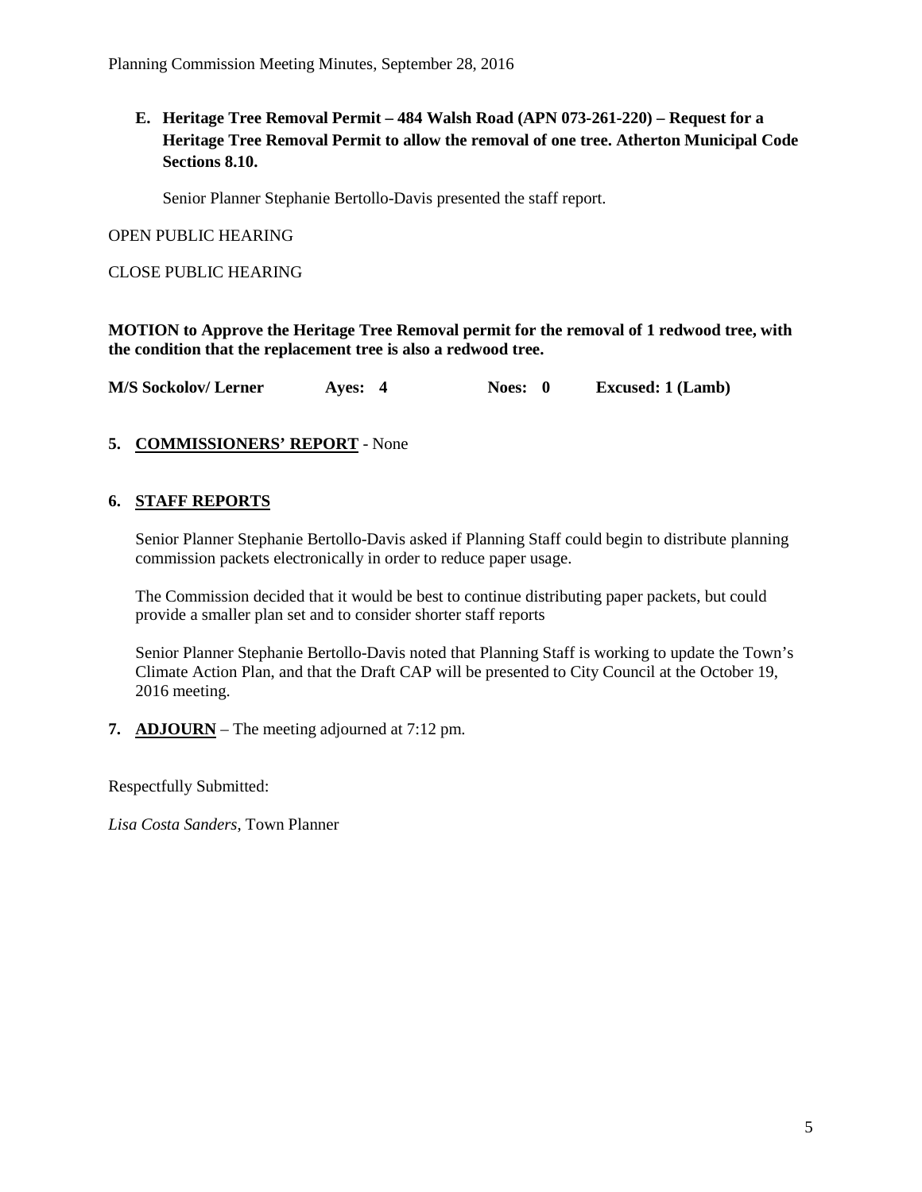**E. Heritage Tree Removal Permit – 484 Walsh Road (APN 073-261-220) – Request for a Heritage Tree Removal Permit to allow the removal of one tree. Atherton Municipal Code Sections 8.10.**

Senior Planner Stephanie Bertollo-Davis presented the staff report.

OPEN PUBLIC HEARING

CLOSE PUBLIC HEARING

**MOTION to Approve the Heritage Tree Removal permit for the removal of 1 redwood tree, with the condition that the replacement tree is also a redwood tree.**

**M/S Sockolov/ Lerner Ayes: 4 Noes: 0 Excused: 1 (Lamb)**

**5. <u>COMMISSIONERS' REPORT</u>** - None

**6. <u>STAFF REPORTS</u>**

Senior Planner Stephanie Bertollo-Davis asked if Planning Staff could begin to distribute planning commission packets electronically in order to reduce paper usage.

The Commission decided that it would be best to continue distributing paper packets, but could provide a smaller plan set and to consider shorter staff reports

Senior Planner Stephanie Bertollo-Davis noted that Planning Staff is working to update the Town's Climate Action Plan, and that the Draft CAP will be presented to City Council at the October 19, 2016 meeting.

**7. <u>ADJOURN</u>** – The meeting adjourned at 7:12 pm.

Respectfully Submitted:

*Lisa Costa Sanders*, Town Planner